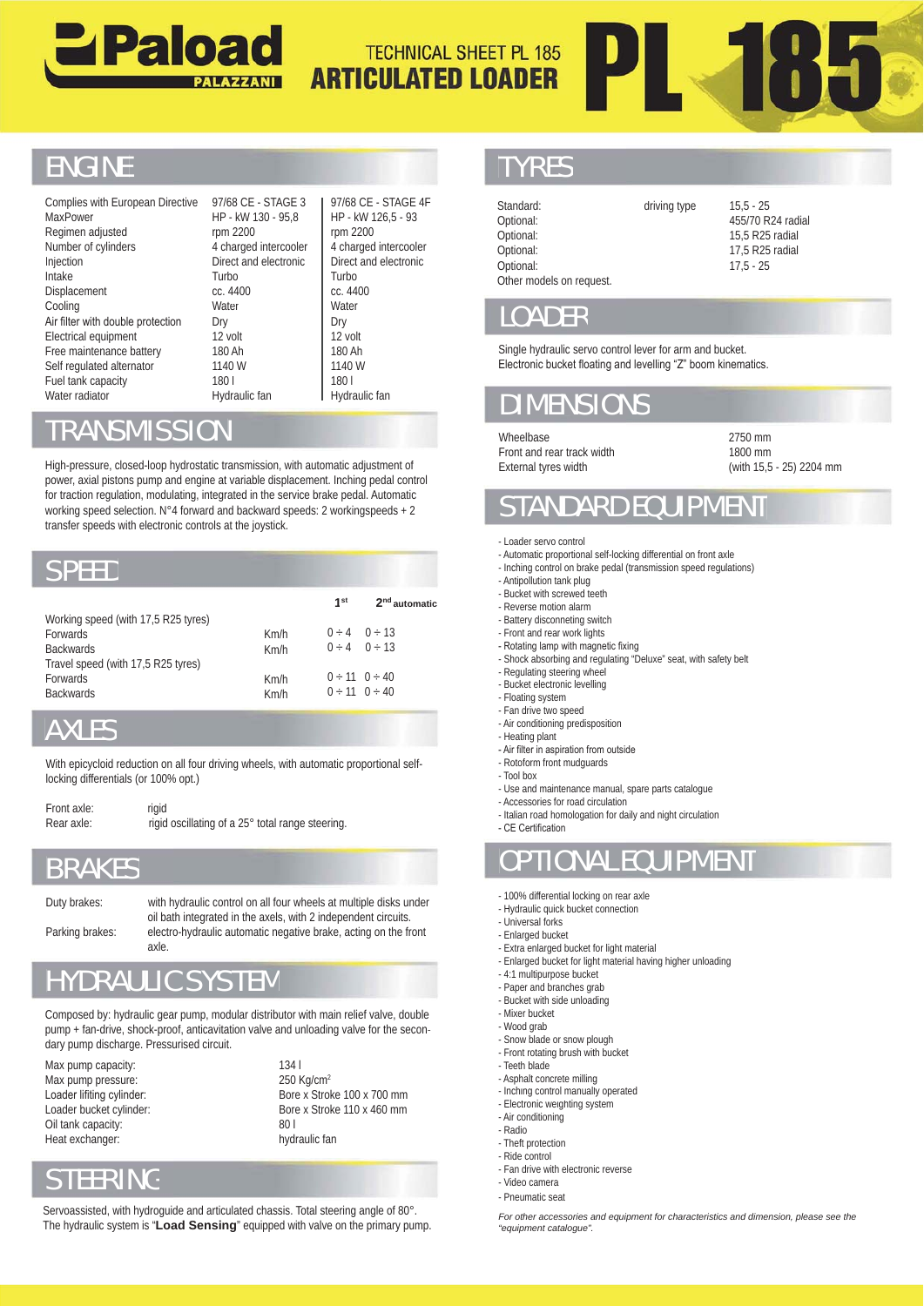# Paload PALAZZANI

## TECHNICAL SHEET PL 185
## ARTICULATED LOADER

# PL 185

## ENGINE

| | | |
|---|---|---|
| Complies with European Directive | 97/68 CE - STAGE 3 | 97/68 CE - STAGE 4F |
| MaxPower | HP - kW 130 - 95,8 | HP - kW 126,5 - 93 |
| Regimen adjusted | rpm 2200 | rpm 2200 |
| Number of cylinders | 4 charged intercooler | 4 charged intercooler |
| Injection | Direct and electronic | Direct and electronic |
| Intake | Turbo | Turbo |
| Displacement | cc. 4400 | cc. 4400 |
| Cooling | Water | Water |
| Air filter with double protection | Dry | Dry |
| Electrical equipment | 12 volt | 12 volt |
| Free maintenance battery | 180 Ah | 180 Ah |
| Self regulated alternator | 1140 W | 1140 W |
| Fuel tank capacity | 180 l | 180 l |
| Water radiator | Hydraulic fan | Hydraulic fan |

## TRANSMISSION

High-pressure, closed-loop hydrostatic transmission, with automatic adjustment of power, axial pistons pump and engine at variable displacement. Inching pedal control for traction regulation, modulating, integrated in the service brake pedal. Automatic working speed selection. N°4 forward and backward speeds: 2 workingspeeds + 2 transfer speeds with electronic controls at the joystick.

## SPEED

| | | 1st | 2nd automatic |
|---|---|---|---|
| Working speed (with 17,5 R25 tyres) | | | |
| Forwards | Km/h | 0 ÷ 4 | 0 ÷ 13 |
| Backwards | Km/h | 0 ÷ 4 | 0 ÷ 13 |
| Travel speed (with 17,5 R25 tyres) | | | |
| Forwards | Km/h | 0 ÷ 11 | 0 ÷ 40 |
| Backwards | Km/h | 0 ÷ 11 | 0 ÷ 40 |

## AXLES

With epicycloid reduction on all four driving wheels, with automatic proportional self-locking differentials (or 100% opt.)

| | |
|---|---|
| Front axle: | rigid |
| Rear axle: | rigid oscillating of a 25° total range steering. |

## BRAKES

| | |
|---|---|
| Duty brakes: | with hydraulic control on all four wheels at multiple disks under oil bath integrated in the axles, with 2 independent circuits. |
| Parking brakes: | electro-hydraulic automatic negative brake, acting on the front axle. |

## HYDRAULIC SYSTEM

Composed by: hydraulic gear pump, modular distributor with main relief valve, double pump + fan-drive, shock-proof, anticavitation valve and unloading valve for the secondary pump discharge. Pressurised circuit.

| | |
|---|---|
| Max pump capacity: | 134 l |
| Max pump pressure: | 250 Kg/cm$^2$ |
| Loader lifiting cylinder: | Bore x Stroke 100 x 700 mm |
| Loader bucket cylinder: | Bore x Stroke 110 x 460 mm |
| Oil tank capacity: | 80 l |
| Heat exchanger: | hydraulic fan |

## STEERING

Servoassisted, with hydroguide and articulated chassis. Total steering angle of 80°. The hydraulic system is "**Load Sensing**" equipped with valve on the primary pump.

## TYRES

| | | |
|---|---|---|
| Standard: | driving type | 15,5 - 25 |
| Optional: | | 455/70 R24 radial |
| Optional: | | 15,5 R25 radial |
| Optional: | | 17,5 R25 radial |
| Optional: | | 17,5 - 25 |

Other models on request.

## LOADER

Single hydraulic servo control lever for arm and bucket.
Electronic bucket floating and levelling "Z" boom kinematics.

## DIMENSIONS

| | |
|---|---|
| Wheelbase | 2750 mm |
| Front and rear track width | 1800 mm |
| External tyres width | (with 15,5 - 25) 2204 mm |

## STANDARD EQUIPMENT

- Loader servo control
- Automatic proportional self-locking differential on front axle
- Inching control on brake pedal (transmission speed regulations)
- Antipollution tank plug
- Bucket with screwed teeth
- Reverse motion alarm
- Battery disconnecting switch
- Front and rear work lights
- Rotating lamp with magnetic fixing
- Shock absorbing and regulating "Deluxe" seat, with safety belt
- Regulating steering wheel
- Bucket electronic levelling
- Floating system
- Fan drive two speed
- Air conditioning predisposition
- Heating plant
- Air filter in aspiration from outside
- Rotoform front mudguards
- Tool box
- Use and maintenance manual, spare parts catalogue
- Accessories for road circulation
- Italian road homologation for daily and night circulation
- CE Certification

## OPTIONAL EQUIPMENT

- 100% differential locking on rear axle
- Hydraulic quick bucket connection
- Universal forks
- Enlarged bucket
- Extra enlarged bucket for light material
- Enlarged bucket for light material having higher unloading
- 4:1 multipurpose bucket
- Paper and branches grab
- Bucket with side unloading
- Mixer bucket
- Wood grab
- Snow blade or snow plough
- Front rotating brush with bucket
- Teeth blade
- Asphalt concrete milling
- Inching control manually operated
- Electronic weighting system
- Air conditioning
- Radio
- Theft protection
- Ride control
- Fan drive with electronic reverse
- Video camera
- Pneumatic seat

*For other accessories and equipment for characteristics and dimension, please see the "equipment catalogue".*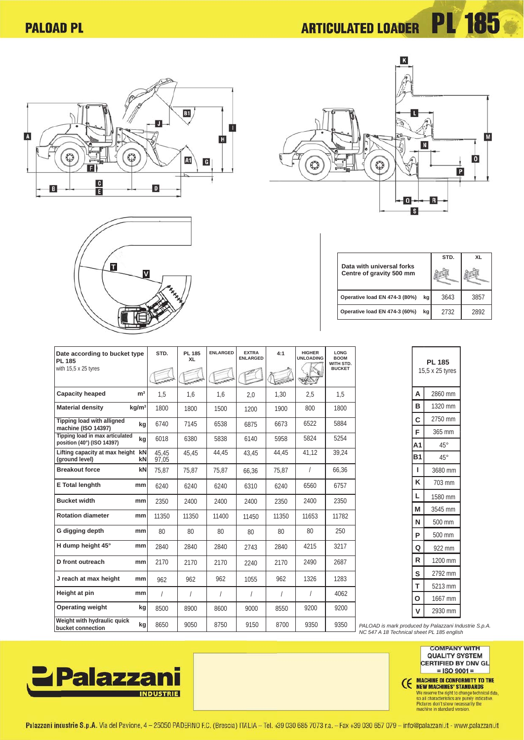# PALOAD PL

# ARTICULATED LOADER PL 185

| Data with universal forks Centre of gravity 500 mm | | STD. | XL |
|---|---|---|---|
| Operative load EN 474-3 (80%) | kg | 3643 | 3857 |
| Operative load EN 474-3 (60%) | kg | 2732 | 2892 |

| Date according to bucket type PL 185 with 15,5 x 25 tyres | | STD. | PL 185 XL | ENLARGED | EXTRA ENLARGED | 4:1 | HIGHER UNLOADING | LONG BOOM WITH STD. BUCKET |
|---|---|---|---|---|---|---|---|---|
| Capacity heaped | m³ | 1,5 | 1,6 | 1,6 | 2,0 | 1,30 | 2,5 | 1,5 |
| Material density | kg/m³ | 1800 | 1800 | 1500 | 1200 | 1900 | 800 | 1800 |
| Tipping load with alligned machine (ISO 14397) | kg | 6740 | 7145 | 6538 | 6875 | 6673 | 6522 | 5884 |
| Tipping load in max articulated position (40°) (ISO 14397) | kg | 6018 | 6380 | 5838 | 6140 | 5958 | 5824 | 5254 |
| Lifting capacity at max height (ground level) | kN kN | 45,45 97,05 | 45,45 | 44,45 | 43,45 | 44,45 | 41,12 | 39,24 |
| Breakout force | kN | 75,87 | 75,87 | 75,87 | 66,36 | 75,87 | / | 66,36 |
| E Total lenghth | mm | 6240 | 6240 | 6240 | 6310 | 6240 | 6560 | 6757 |
| Bucket width | mm | 2350 | 2400 | 2400 | 2400 | 2350 | 2400 | 2350 |
| Rotation diameter | mm | 11350 | 11350 | 11400 | 11450 | 11350 | 11653 | 11782 |
| G digging depth | mm | 80 | 80 | 80 | 80 | 80 | 80 | 250 |
| H dump height 45° | mm | 2840 | 2840 | 2840 | 2743 | 2840 | 4215 | 3217 |
| D front outreach | mm | 2170 | 2170 | 2170 | 2240 | 2170 | 2490 | 2687 |
| J reach at max height | mm | 962 | 962 | 962 | 1055 | 962 | 1326 | 1283 |
| Height at pin | mm | / | / | / | / | / | / | 4062 |
| Operating weight | kg | 8500 | 8900 | 8600 | 9000 | 8550 | 9200 | 9200 |
| Weight with hydraulic quick bucket connection | kg | 8650 | 9050 | 8750 | 9150 | 8700 | 9350 | 9350 |

| | PL 185 15,5 x 25 tyres |
|---|---|
| A | 2860 mm |
| B | 1320 mm |
| C | 2750 mm |
| F | 365 mm |
| A1 | 45° |
| B1 | 45° |
| I | 3680 mm |
| K | 703 mm |
| L | 1580 mm |
| M | 3545 mm |
| N | 500 mm |
| P | 500 mm |
| Q | 922 mm |
| R | 1200 mm |
| S | 2792 mm |
| T | 5213 mm |
| O | 1667 mm |
| V | 2930 mm |

*PALOAD is mark produced by Palazzani Industrie S.p.A.*
*NC 547 A 18 Technical sheet PL 185 english*

Palazzani INDUSTRIE

COMPANY WITH QUALITY SYSTEM CERTIFIED BY DNV GL = ISO 9001 =

MACHINE DI CONFORMITY TO THE NEW MACHINES' STANDARDS
We reserve the right to change technical data, so all characteristics are purely indicative. Pictures don't show necessarily the machine in standard version.

Palazzani industrie S.p.A. Via del Pavione, 4 – 25050 PADERNO F.C. (Brescia) ITALIA – Tel. +39 030 685 7073 r.a. – Fax +39 030 657 079 – info@palazzani.it - www.palazzani.it